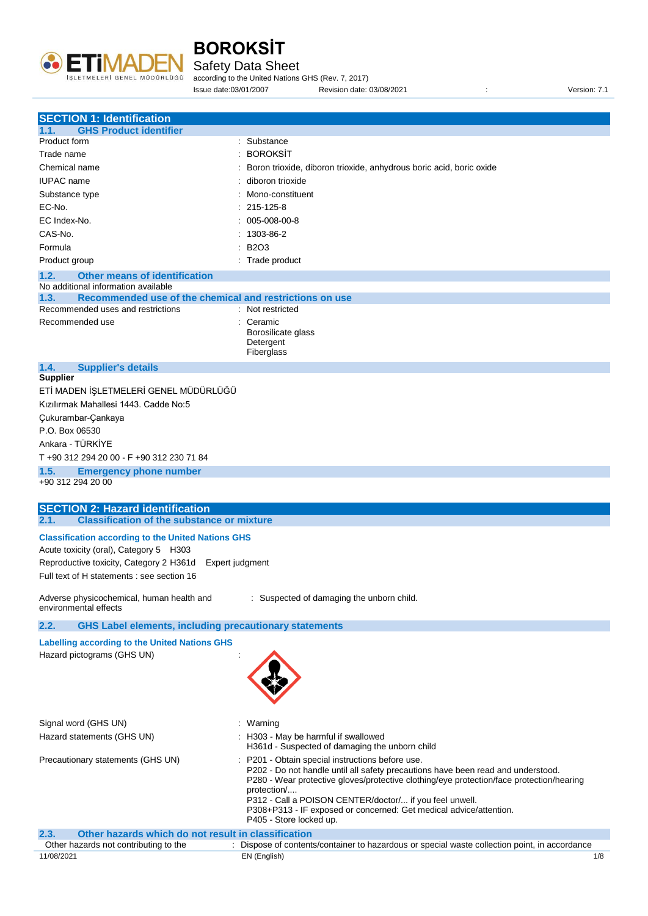# BOROKSİT

Safety Data Sheet

according to the United Nations GHS (Rev. 7, 2017)

Issue date:03/01/2007 Revision date: 03/08/2021 : Version: 7.1

## SECTION 1: Identification

### 1.1. GHS Product identifier

| | |
|---|---|
| Product form | : Substance |
| Trade name | : BOROKSİT |
| Chemical name | : Boron trioxide, diboron trioxide, anhydrous boric acid, boric oxide |
| IUPAC name | : diboron trioxide |
| Substance type | : Mono-constituent |
| EC-No. | : 215-125-8 |
| EC Index-No. | : 005-008-00-8 |
| CAS-No. | : 1303-86-2 |
| Formula | : $B_2O_3$ |
| Product group | : Trade product |

### 1.2. Other means of identification

No additional information available

### 1.3. Recommended use of the chemical and restrictions on use

| | |
|---|---|
| Recommended uses and restrictions | : Not restricted |
| Recommended use | : Ceramic<br>Borosilicate glass<br>Detergent<br>Fiberglass |

### 1.4. Supplier's details

**Supplier**

ETİ MADEN İŞLETMELERİ GENEL MÜDÜRLÜĞÜ

Kızılırmak Mahallesi 1443. Cadde No:5

Çukurambar-Çankaya

P.O. Box 06530

Ankara - TÜRKİYE

T +90 312 294 20 00 - F +90 312 230 71 84

### 1.5. Emergency phone number

+90 312 294 20 00

## SECTION 2: Hazard identification

### 2.1. Classification of the substance or mixture

**Classification according to the United Nations GHS**

Acute toxicity (oral), Category 5 H303

Reproductive toxicity, Category 2 H361d Expert judgment

Full text of H statements : see section 16

| | |
|---|---|
| Adverse physicochemical, human health and environmental effects | : Suspected of damaging the unborn child. |

### 2.2. GHS Label elements, including precautionary statements

**Labelling according to the United Nations GHS**

| | |
|---|---|
| Hazard pictograms (GHS UN) | : |
| Signal word (GHS UN) | : Warning |
| Hazard statements (GHS UN) | : H303 - May be harmful if swallowed<br>H361d - Suspected of damaging the unborn child |
| Precautionary statements (GHS UN) | : P201 - Obtain special instructions before use.<br>P202 - Do not handle until all safety precautions have been read and understood.<br>P280 - Wear protective gloves/protective clothing/eye protection/face protection/hearing protection/....<br>P312 - Call a POISON CENTER/doctor/... if you feel unwell.<br>P308+P313 - IF exposed or concerned: Get medical advice/attention.<br>P405 - Store locked up. |

### 2.3. Other hazards which do not result in classification

| | |
|---|---|
| Other hazards not contributing to the | : Dispose of contents/container to hazardous or special waste collection point, in accordance |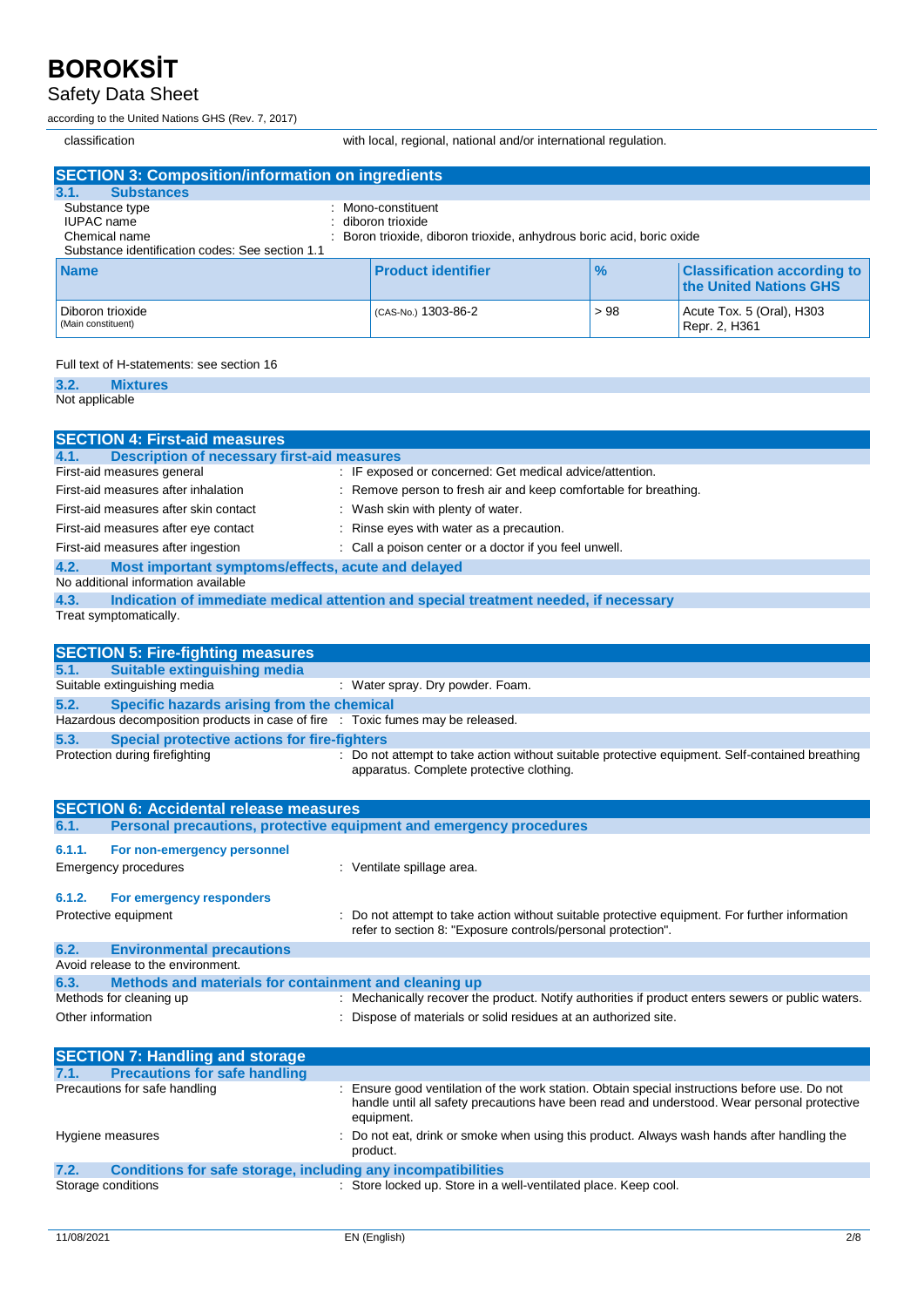| classification | with local, regional, national and/or international regulation. |
|---|---|

## SECTION 3: Composition/information on ingredients

### 3.1. Substances

| | |
|---|---|
| Substance type | : Mono-constituent |
| IUPAC name | : diboron trioxide |
| Chemical name | : Boron trioxide, diboron trioxide, anhydrous boric acid, boric oxide |

Substance identification codes: See section 1.1

| Name | Product identifier | % | Classification according to the United Nations GHS |
|---|---|---|---|
| Diboron trioxide (Main constituent) | (CAS-No.) 1303-86-2 | > 98 | Acute Tox. 5 (Oral), H303 Repr. 2, H361 |

Full text of H-statements: see section 16

### 3.2. Mixtures

Not applicable

## SECTION 4: First-aid measures

### 4.1. Description of necessary first-aid measures

| | |
|---|---|
| First-aid measures general | : IF exposed or concerned: Get medical advice/attention. |
| First-aid measures after inhalation | : Remove person to fresh air and keep comfortable for breathing. |
| First-aid measures after skin contact | : Wash skin with plenty of water. |
| First-aid measures after eye contact | : Rinse eyes with water as a precaution. |
| First-aid measures after ingestion | : Call a poison center or a doctor if you feel unwell. |

### 4.2. Most important symptoms/effects, acute and delayed

No additional information available

### 4.3. Indication of immediate medical attention and special treatment needed, if necessary

Treat symptomatically.

## SECTION 5: Fire-fighting measures

### 5.1. Suitable extinguishing media

| | |
|---|---|
| Suitable extinguishing media | : Water spray. Dry powder. Foam. |

### 5.2. Specific hazards arising from the chemical

| | |
|---|---|
| Hazardous decomposition products in case of fire | : Toxic fumes may be released. |

### 5.3. Special protective actions for fire-fighters

| | |
|---|---|
| Protection during firefighting | : Do not attempt to take action without suitable protective equipment. Self-contained breathing apparatus. Complete protective clothing. |

## SECTION 6: Accidental release measures

### 6.1. Personal precautions, protective equipment and emergency procedures

#### 6.1.1. For non-emergency personnel

| | |
|---|---|
| Emergency procedures | : Ventilate spillage area. |

#### 6.1.2. For emergency responders

| | |
|---|---|
| Protective equipment | : Do not attempt to take action without suitable protective equipment. For further information refer to section 8: "Exposure controls/personal protection". |

### 6.2. Environmental precautions

Avoid release to the environment.

### 6.3. Methods and materials for containment and cleaning up

| | |
|---|---|
| Methods for cleaning up | : Mechanically recover the product. Notify authorities if product enters sewers or public waters. |
| Other information | : Dispose of materials or solid residues at an authorized site. |

## SECTION 7: Handling and storage

### 7.1. Precautions for safe handling

| | |
|---|---|
| Precautions for safe handling | : Ensure good ventilation of the work station. Obtain special instructions before use. Do not handle until all safety precautions have been read and understood. Wear personal protective equipment. |
| Hygiene measures | : Do not eat, drink or smoke when using this product. Always wash hands after handling the product. |

### 7.2. Conditions for safe storage, including any incompatibilities

| | |
|---|---|
| Storage conditions | : Store locked up. Store in a well-ventilated place. Keep cool. |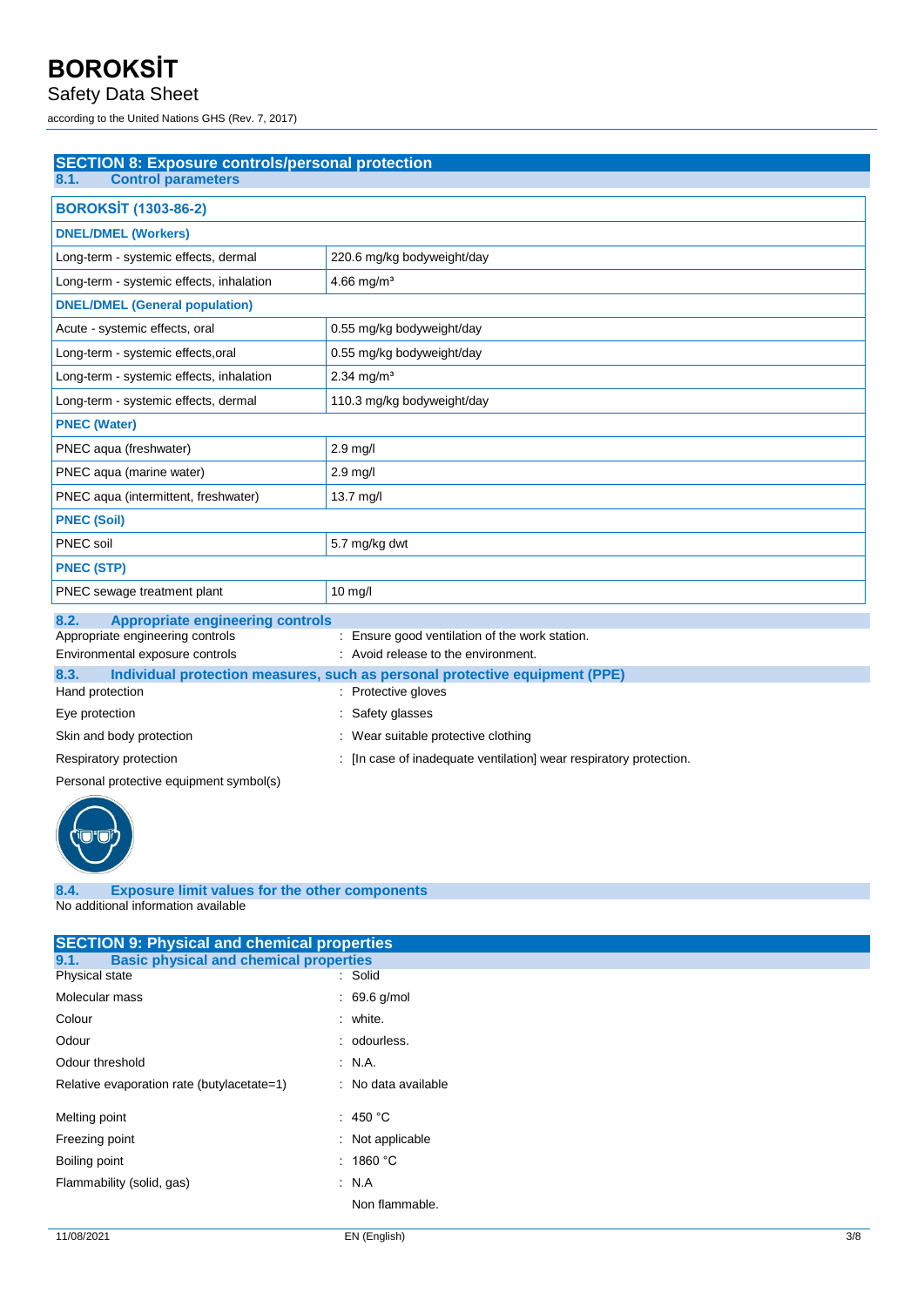## SECTION 8: Exposure controls/personal protection

### 8.1. Control parameters

| BOROKSİT (1303-86-2) | |
|---|---|
| **DNEL/DMEL (Workers)** | |
| Long-term - systemic effects, dermal | 220.6 mg/kg bodyweight/day |
| Long-term - systemic effects, inhalation | 4.66 mg/m³ |
| **DNEL/DMEL (General population)** | |
| Acute - systemic effects, oral | 0.55 mg/kg bodyweight/day |
| Long-term - systemic effects,oral | 0.55 mg/kg bodyweight/day |
| Long-term - systemic effects, inhalation | 2.34 mg/m³ |
| Long-term - systemic effects, dermal | 110.3 mg/kg bodyweight/day |
| **PNEC (Water)** | |
| PNEC aqua (freshwater) | 2.9 mg/l |
| PNEC aqua (marine water) | 2.9 mg/l |
| PNEC aqua (intermittent, freshwater) | 13.7 mg/l |
| **PNEC (Soil)** | |
| PNEC soil | 5.7 mg/kg dwt |
| **PNEC (STP)** | |
| PNEC sewage treatment plant | 10 mg/l |

### 8.2. Appropriate engineering controls

Appropriate engineering controls : Ensure good ventilation of the work station.

Environmental exposure controls : Avoid release to the environment.

### 8.3. Individual protection measures, such as personal protective equipment (PPE)

Hand protection : Protective gloves

Eye protection : Safety glasses

Skin and body protection : Wear suitable protective clothing

Respiratory protection : [In case of inadequate ventilation] wear respiratory protection.

Personal protective equipment symbol(s)

### 8.4. Exposure limit values for the other components

No additional information available

## SECTION 9: Physical and chemical properties

### 9.1. Basic physical and chemical properties

Physical state : Solid

Molecular mass : 69.6 g/mol

Colour : white.

Odour : odourless.

Odour threshold : N.A.

Relative evaporation rate (butylacetate=1) : No data available

Melting point : 450 °C

Freezing point : Not applicable

Boiling point : 1860 °C

Flammability (solid, gas) : N.A

Non flammable.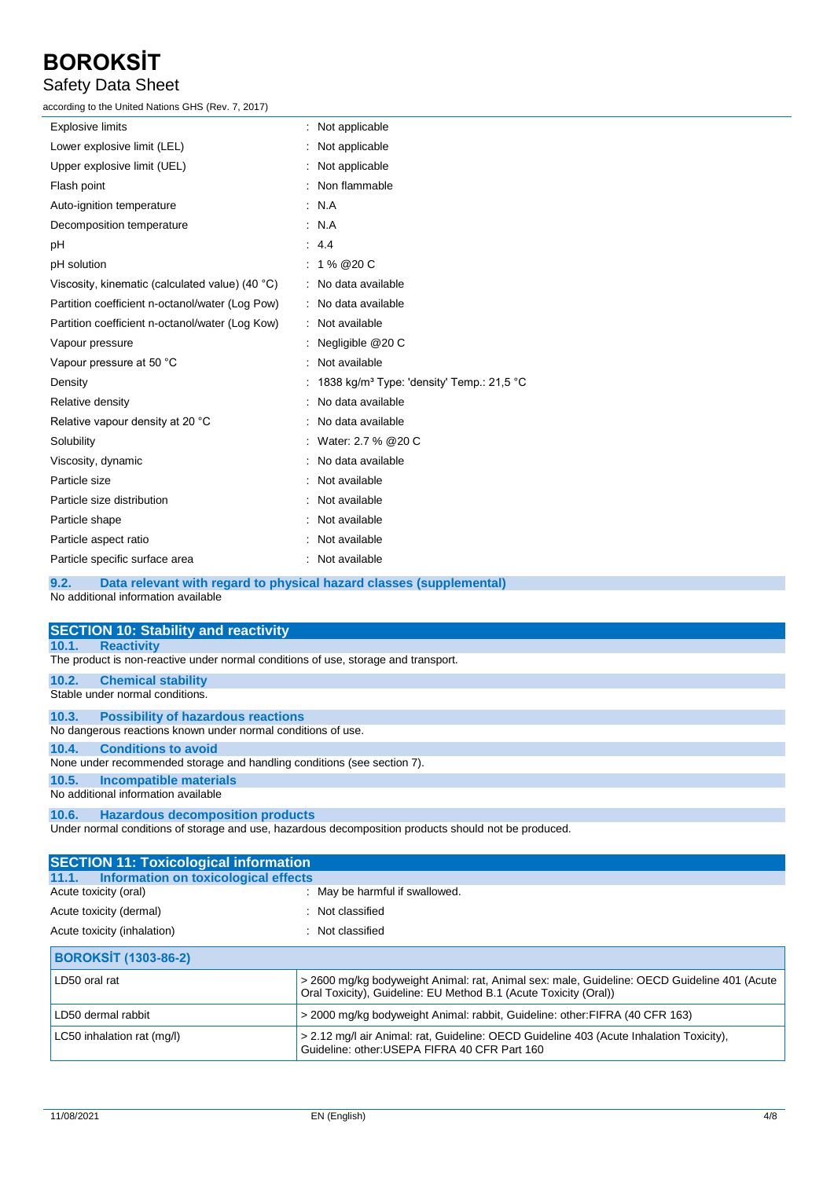| | |
|---|---|
| Explosive limits | : Not applicable |
| Lower explosive limit (LEL) | : Not applicable |
| Upper explosive limit (UEL) | : Not applicable |
| Flash point | : Non flammable |
| Auto-ignition temperature | : N.A |
| Decomposition temperature | : N.A |
| pH | : 4.4 |
| pH solution | : 1 % @20 C |
| Viscosity, kinematic (calculated value) (40 °C) | : No data available |
| Partition coefficient n-octanol/water (Log Pow) | : No data available |
| Partition coefficient n-octanol/water (Log Kow) | : Not available |
| Vapour pressure | : Negligible @20 C |
| Vapour pressure at 50 °C | : Not available |
| Density | : 1838 kg/m³ Type: 'density' Temp.: 21,5 °C |
| Relative density | : No data available |
| Relative vapour density at 20 °C | : No data available |
| Solubility | : Water: 2.7 % @20 C |
| Viscosity, dynamic | : No data available |
| Particle size | : Not available |
| Particle size distribution | : Not available |
| Particle shape | : Not available |
| Particle aspect ratio | : Not available |
| Particle specific surface area | : Not available |

### 9.2. Data relevant with regard to physical hazard classes (supplemental)

No additional information available

## SECTION 10: Stability and reactivity

### 10.1. Reactivity

The product is non-reactive under normal conditions of use, storage and transport.

### 10.2. Chemical stability

Stable under normal conditions.

### 10.3. Possibility of hazardous reactions

No dangerous reactions known under normal conditions of use.

### 10.4. Conditions to avoid

None under recommended storage and handling conditions (see section 7).

### 10.5. Incompatible materials

No additional information available

### 10.6. Hazardous decomposition products

Under normal conditions of storage and use, hazardous decomposition products should not be produced.

## SECTION 11: Toxicological information

### 11.1. Information on toxicological effects

| | |
|---|---|
| Acute toxicity (oral) | : May be harmful if swallowed. |
| Acute toxicity (dermal) | : Not classified |
| Acute toxicity (inhalation) | : Not classified |

| BOROKSİT (1303-86-2) | |
|---|---|
| LD50 oral rat | > 2600 mg/kg bodyweight Animal: rat, Animal sex: male, Guideline: OECD Guideline 401 (Acute Oral Toxicity), Guideline: EU Method B.1 (Acute Toxicity (Oral)) |
| LD50 dermal rabbit | > 2000 mg/kg bodyweight Animal: rabbit, Guideline: other:FIFRA (40 CFR 163) |
| LC50 inhalation rat (mg/l) | > 2.12 mg/l air Animal: rat, Guideline: OECD Guideline 403 (Acute Inhalation Toxicity), Guideline: other:USEPA FIFRA 40 CFR Part 160 |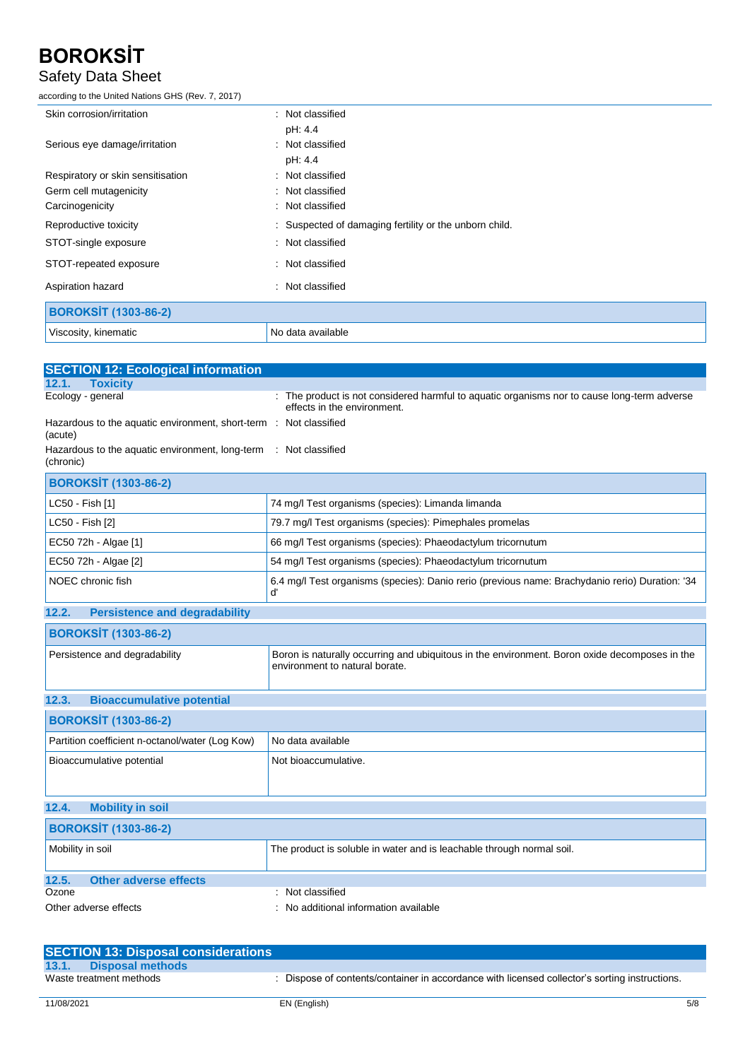| | |
|---|---|
| Skin corrosion/irritation | : Not classified<br>pH: 4.4 |
| Serious eye damage/irritation | : Not classified<br>pH: 4.4 |
| Respiratory or skin sensitisation | : Not classified |
| Germ cell mutagenicity | : Not classified |
| Carcinogenicity | : Not classified |
| Reproductive toxicity | : Suspected of damaging fertility or the unborn child. |
| STOT-single exposure | : Not classified |
| STOT-repeated exposure | : Not classified |
| Aspiration hazard | : Not classified |

| BOROKSİT (1303-86-2) | |
|---|---|
| Viscosity, kinematic | No data available |

## SECTION 12: Ecological information

### 12.1. Toxicity

| | |
|---|---|
| Ecology - general | : The product is not considered harmful to aquatic organisms nor to cause long-term adverse effects in the environment. |
| Hazardous to the aquatic environment, short-term (acute) | : Not classified |
| Hazardous to the aquatic environment, long-term (chronic) | : Not classified |

| BOROKSİT (1303-86-2) | |
|---|---|
| LC50 - Fish [1] | 74 mg/l Test organisms (species): Limanda limanda |
| LC50 - Fish [2] | 79.7 mg/l Test organisms (species): Pimephales promelas |
| EC50 72h - Algae [1] | 66 mg/l Test organisms (species): Phaeodactylum tricornutum |
| EC50 72h - Algae [2] | 54 mg/l Test organisms (species): Phaeodactylum tricornutum |
| NOEC chronic fish | 6.4 mg/l Test organisms (species): Danio rerio (previous name: Brachydanio rerio) Duration: '34 d' |

### 12.2. Persistence and degradability

| BOROKSİT (1303-86-2) | |
|---|---|
| Persistence and degradability | Boron is naturally occurring and ubiquitous in the environment. Boron oxide decomposes in the environment to natural borate. |

### 12.3. Bioaccumulative potential

| BOROKSİT (1303-86-2) | |
|---|---|
| Partition coefficient n-octanol/water (Log Kow) | No data available |
| Bioaccumulative potential | Not bioaccumulative. |

### 12.4. Mobility in soil

| BOROKSİT (1303-86-2) | |
|---|---|
| Mobility in soil | The product is soluble in water and is leachable through normal soil. |

### 12.5. Other adverse effects

| | |
|---|---|
| Ozone | : Not classified |
| Other adverse effects | : No additional information available |

## SECTION 13: Disposal considerations

### 13.1. Disposal methods

| | |
|---|---|
| Waste treatment methods | : Dispose of contents/container in accordance with licensed collector's sorting instructions. |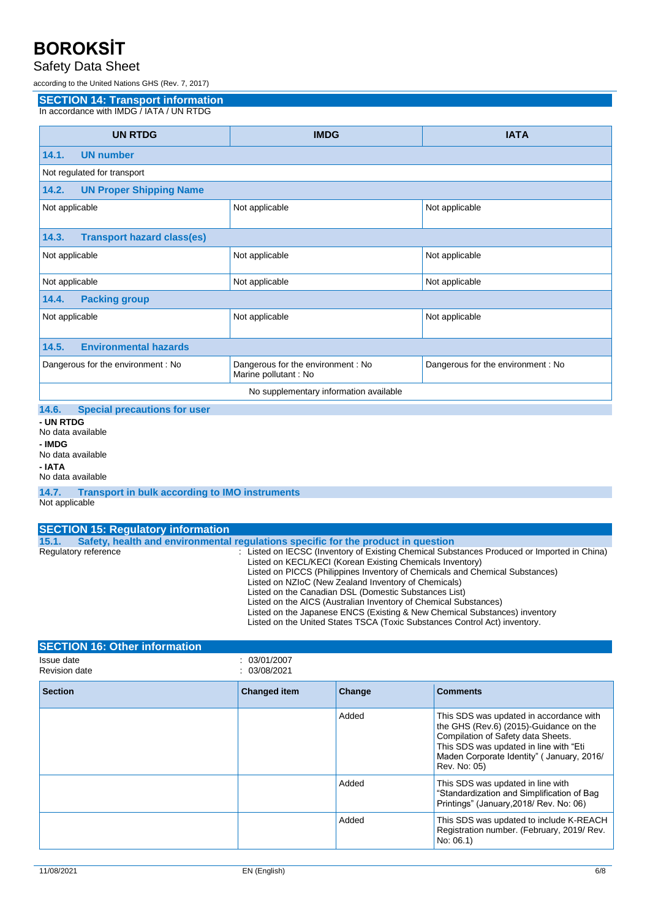## SECTION 14: Transport information

In accordance with IMDG / IATA / UN RTDG

| UN RTDG | IMDG | IATA |
|---|---|---|
| **14.1. UN number** | | |
| Not regulated for transport | | |
| **14.2. UN Proper Shipping Name** | | |
| Not applicable | Not applicable | Not applicable |
| **14.3. Transport hazard class(es)** | | |
| Not applicable | Not applicable | Not applicable |
| Not applicable | Not applicable | Not applicable |
| **14.4. Packing group** | | |
| Not applicable | Not applicable | Not applicable |
| **14.5. Environmental hazards** | | |
| Dangerous for the environment : No | Dangerous for the environment : No<br>Marine pollutant : No | Dangerous for the environment : No |
| No supplementary information available | | |

### 14.6. Special precautions for user

**- UN RTDG**

No data available

**- IMDG**

No data available

**- IATA**

No data available

### 14.7. Transport in bulk according to IMO instruments

Not applicable

## SECTION 15: Regulatory information

### 15.1. Safety, health and environmental regulations specific for the product in question

Regulatory reference : Listed on IECSC (Inventory of Existing Chemical Substances Produced or Imported in China)
Listed on KECL/KECI (Korean Existing Chemicals Inventory)
Listed on PICCS (Philippines Inventory of Chemicals and Chemical Substances)
Listed on NZIoC (New Zealand Inventory of Chemicals)
Listed on the Canadian DSL (Domestic Substances List)
Listed on the AICS (Australian Inventory of Chemical Substances)
Listed on the Japanese ENCS (Existing & New Chemical Substances) inventory
Listed on the United States TSCA (Toxic Substances Control Act) inventory.

## SECTION 16: Other information

Issue date : 03/01/2007
Revision date : 03/08/2021

| Section | Changed item | Change | Comments |
|---|---|---|---|
| | | Added | This SDS was updated in accordance with the GHS (Rev.6) (2015)-Guidance on the Compilation of Safety data Sheets. This SDS was updated in line with "Eti Maden Corporate Identity" ( January, 2016/ Rev. No: 05) |
| | | Added | This SDS was updated in line with "Standardization and Simplification of Bag Printings" (January,2018/ Rev. No: 06) |
| | | Added | This SDS was updated to include K-REACH Registration number. (February, 2019/ Rev. No: 06.1) |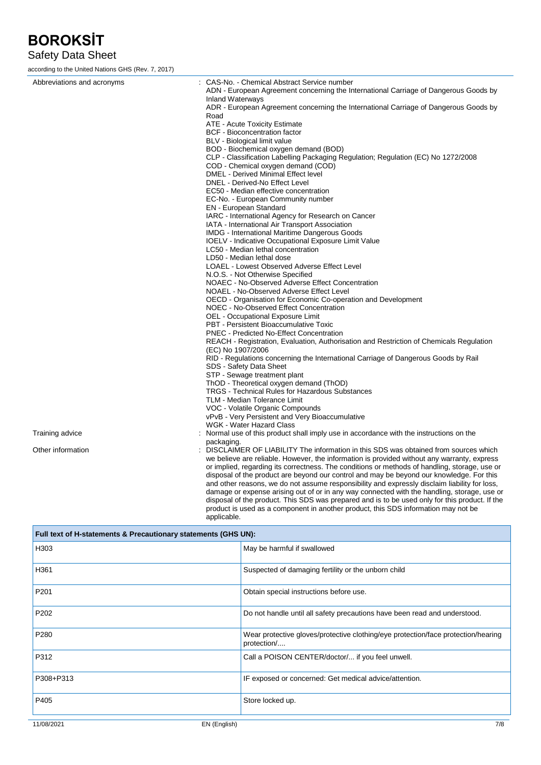Abbreviations and acronyms : CAS-No. - Chemical Abstract Service number
ADN - European Agreement concerning the International Carriage of Dangerous Goods by Inland Waterways
ADR - European Agreement concerning the International Carriage of Dangerous Goods by Road
ATE - Acute Toxicity Estimate
BCF - Bioconcentration factor
BLV - Biological limit value
BOD - Biochemical oxygen demand (BOD)
CLP - Classification Labelling Packaging Regulation; Regulation (EC) No 1272/2008
COD - Chemical oxygen demand (COD)
DMEL - Derived Minimal Effect level
DNEL - Derived-No Effect Level
EC50 - Median effective concentration
EC-No. - European Community number
EN - European Standard
IARC - International Agency for Research on Cancer
IATA - International Air Transport Association
IMDG - International Maritime Dangerous Goods
IOELV - Indicative Occupational Exposure Limit Value
LC50 - Median lethal concentration
LD50 - Median lethal dose
LOAEL - Lowest Observed Adverse Effect Level
N.O.S. - Not Otherwise Specified
NOAEC - No-Observed Adverse Effect Concentration
NOAEL - No-Observed Adverse Effect Level
OECD - Organisation for Economic Co-operation and Development
NOEC - No-Observed Effect Concentration
OEL - Occupational Exposure Limit
PBT - Persistent Bioaccumulative Toxic
PNEC - Predicted No-Effect Concentration
REACH - Registration, Evaluation, Authorisation and Restriction of Chemicals Regulation (EC) No 1907/2006
RID - Regulations concerning the International Carriage of Dangerous Goods by Rail
SDS - Safety Data Sheet
STP - Sewage treatment plant
ThOD - Theoretical oxygen demand (ThOD)
TRGS - Technical Rules for Hazardous Substances
TLM - Median Tolerance Limit
VOC - Volatile Organic Compounds
vPvB - Very Persistent and Very Bioaccumulative
WGK - Water Hazard Class

Training advice : Normal use of this product shall imply use in accordance with the instructions on the packaging.

Other information : DISCLAIMER OF LIABILITY The information in this SDS was obtained from sources which we believe are reliable. However, the information is provided without any warranty, express or implied, regarding its correctness. The conditions or methods of handling, storage, use or disposal of the product are beyond our control and may be beyond our knowledge. For this and other reasons, we do not assume responsibility and expressly disclaim liability for loss, damage or expense arising out of or in any way connected with the handling, storage, use or disposal of the product. This SDS was prepared and is to be used only for this product. If the product is used as a component in another product, this SDS information may not be applicable.

| Full text of H-statements & Precautionary statements (GHS UN): | |
|---|---|
| H303 | May be harmful if swallowed |
| H361 | Suspected of damaging fertility or the unborn child |
| P201 | Obtain special instructions before use. |
| P202 | Do not handle until all safety precautions have been read and understood. |
| P280 | Wear protective gloves/protective clothing/eye protection/face protection/hearing protection/.... |
| P312 | Call a POISON CENTER/doctor/... if you feel unwell. |
| P308+P313 | IF exposed or concerned: Get medical advice/attention. |
| P405 | Store locked up. |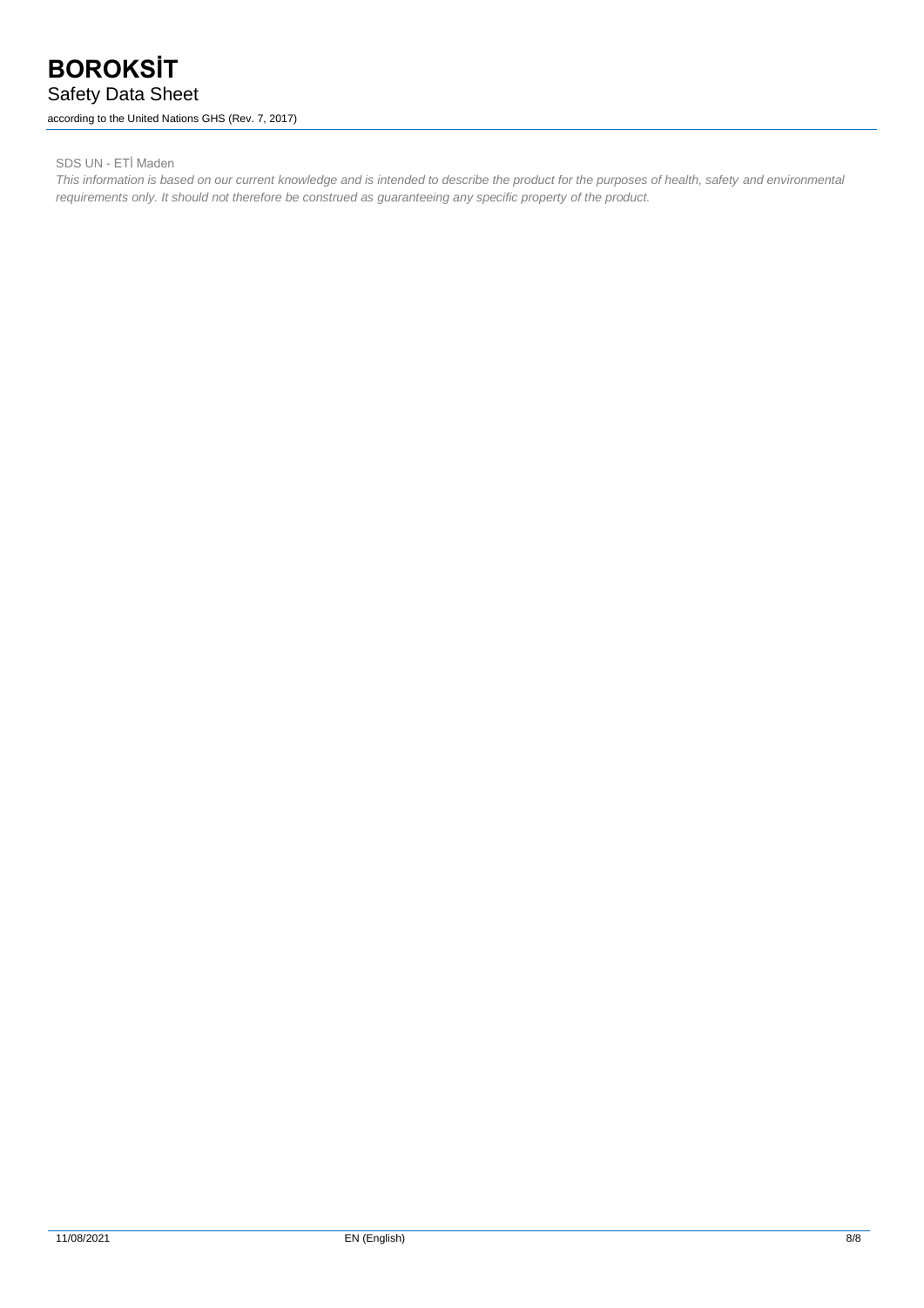SDS UN - ETİ Maden

*This information is based on our current knowledge and is intended to describe the product for the purposes of health, safety and environmental requirements only. It should not therefore be construed as guaranteeing any specific property of the product.*